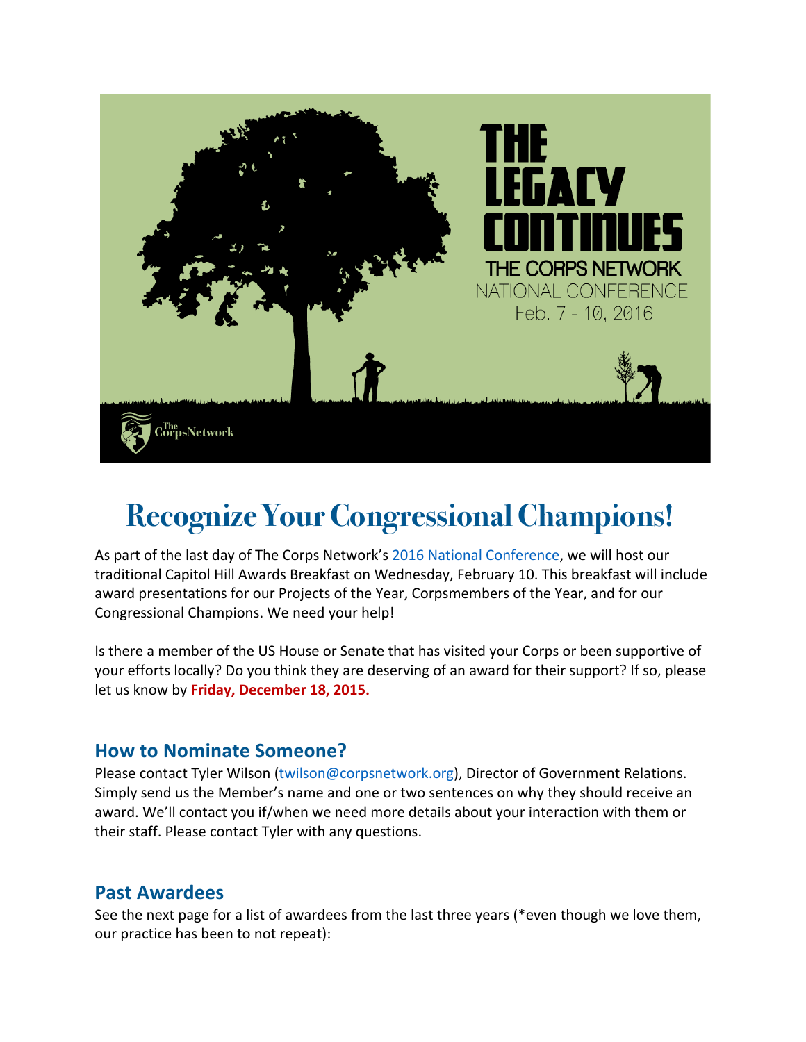THE LEGACY CONTINUES

THE CORPS NETWORK NATIONAL CONFERENCE

Feb. 7 - 10, 2016

The CorpsNetwork

# Recognize Your Congressional Champions!

As part of the last day of The Corps Network's 2016 National Conference, we will host our traditional Capitol Hill Awards Breakfast on Wednesday, February 10. This breakfast will include award presentations for our Projects of the Year, Corpsmembers of the Year, and for our Congressional Champions. We need your help!

Is there a member of the US House or Senate that has visited your Corps or been supportive of your efforts locally? Do you think they are deserving of an award for their support? If so, please let us know by **Friday, December 18, 2015.**

## How to Nominate Someone?

Please contact Tyler Wilson (twilson@corpsnetwork.org), Director of Government Relations. Simply send us the Member's name and one or two sentences on why they should receive an award. We'll contact you if/when we need more details about your interaction with them or their staff. Please contact Tyler with any questions.

## Past Awardees

See the next page for a list of awardees from the last three years (*even though we love them, our practice has been to not repeat):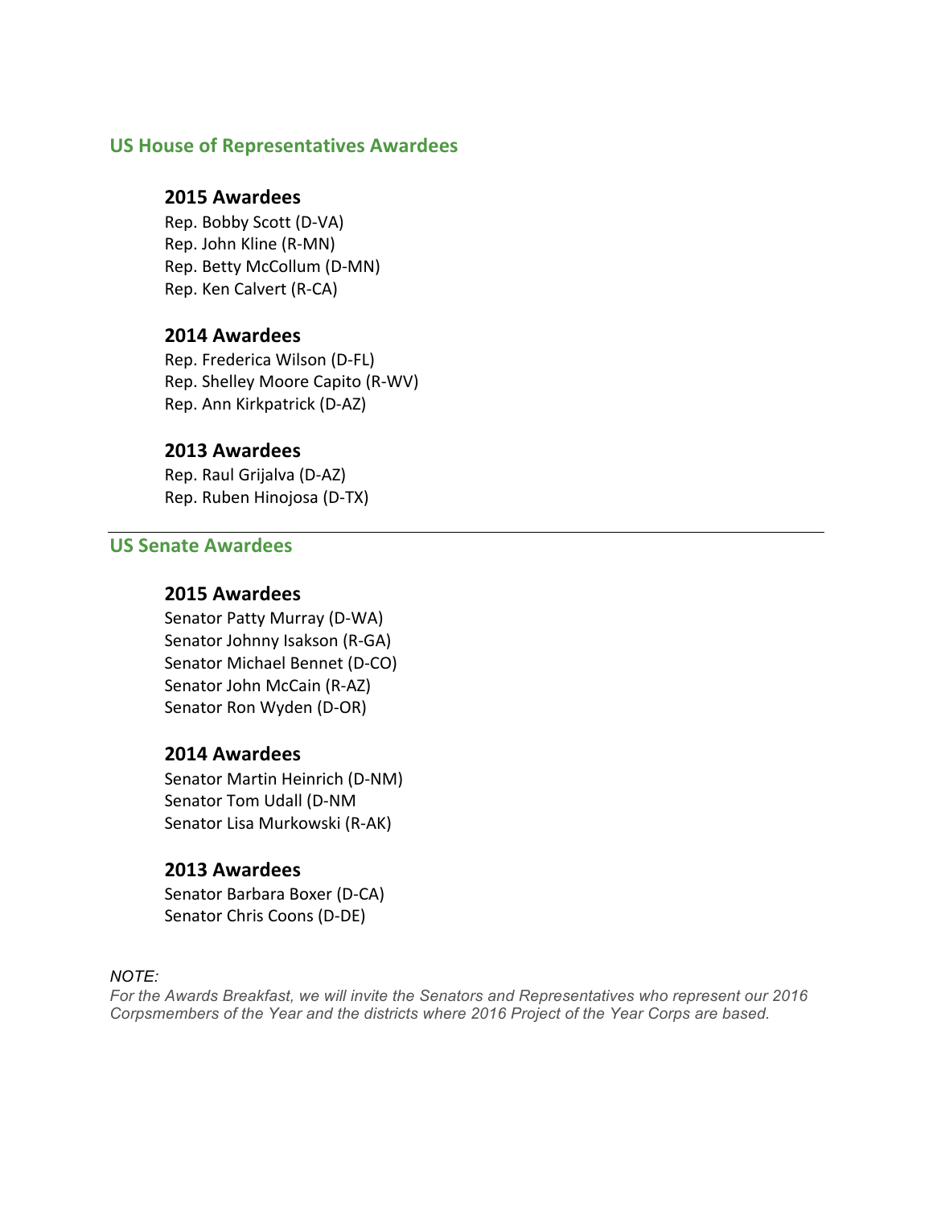## US House of Representatives Awardees

### 2015 Awardees

Rep. Bobby Scott (D-VA)
Rep. John Kline (R-MN)
Rep. Betty McCollum (D-MN)
Rep. Ken Calvert (R-CA)

### 2014 Awardees

Rep. Frederica Wilson (D-FL)
Rep. Shelley Moore Capito (R-WV)
Rep. Ann Kirkpatrick (D-AZ)

### 2013 Awardees

Rep. Raul Grijalva (D-AZ)
Rep. Ruben Hinojosa (D-TX)

---

## US Senate Awardees

### 2015 Awardees

Senator Patty Murray (D-WA)
Senator Johnny Isakson (R-GA)
Senator Michael Bennet (D-CO)
Senator John McCain (R-AZ)
Senator Ron Wyden (D-OR)

### 2014 Awardees

Senator Martin Heinrich (D-NM)
Senator Tom Udall (D-NM
Senator Lisa Murkowski (R-AK)

### 2013 Awardees

Senator Barbara Boxer (D-CA)
Senator Chris Coons (D-DE)

*NOTE:*
*For the Awards Breakfast, we will invite the Senators and Representatives who represent our 2016 Corpsmembers of the Year and the districts where 2016 Project of the Year Corps are based.*